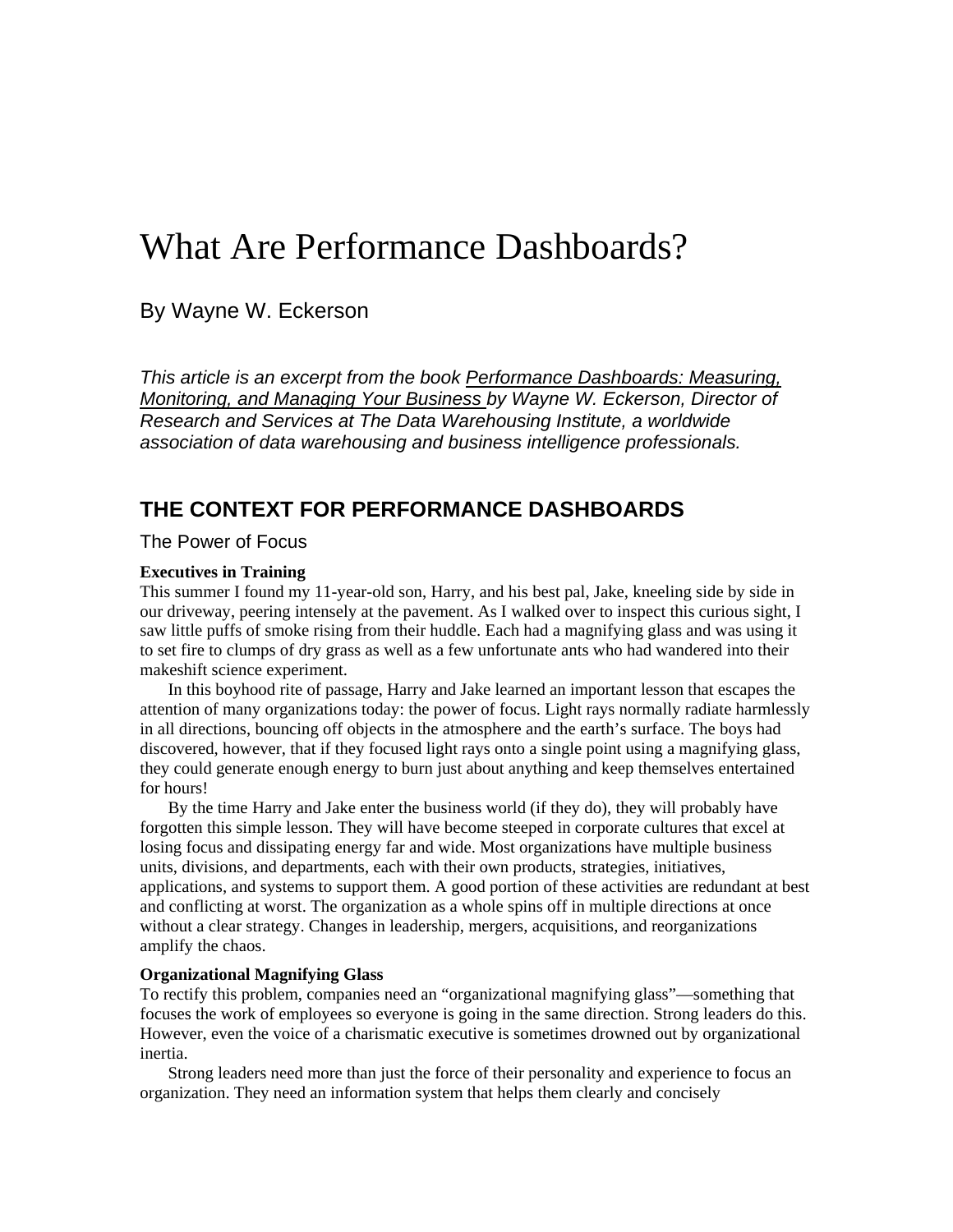# What Are Performance Dashboards?

By Wayne W. Eckerson

*This article is an excerpt from the book Performance Dashboards: Measuring, Monitoring, and Managing Your Business by Wayne W. Eckerson, Director of Research and Services at The Data Warehousing Institute, a worldwide association of data warehousing and business intelligence professionals.*

## THE CONTEXT FOR PERFORMANCE DASHBOARDS

### The Power of Focus

**Executives in Training**

This summer I found my 11-year-old son, Harry, and his best pal, Jake, kneeling side by side in our driveway, peering intensely at the pavement. As I walked over to inspect this curious sight, I saw little puffs of smoke rising from their huddle. Each had a magnifying glass and was using it to set fire to clumps of dry grass as well as a few unfortunate ants who had wandered into their makeshift science experiment.

In this boyhood rite of passage, Harry and Jake learned an important lesson that escapes the attention of many organizations today: the power of focus. Light rays normally radiate harmlessly in all directions, bouncing off objects in the atmosphere and the earth's surface. The boys had discovered, however, that if they focused light rays onto a single point using a magnifying glass, they could generate enough energy to burn just about anything and keep themselves entertained for hours!

By the time Harry and Jake enter the business world (if they do), they will probably have forgotten this simple lesson. They will have become steeped in corporate cultures that excel at losing focus and dissipating energy far and wide. Most organizations have multiple business units, divisions, and departments, each with their own products, strategies, initiatives, applications, and systems to support them. A good portion of these activities are redundant at best and conflicting at worst. The organization as a whole spins off in multiple directions at once without a clear strategy. Changes in leadership, mergers, acquisitions, and reorganizations amplify the chaos.

**Organizational Magnifying Glass**

To rectify this problem, companies need an "organizational magnifying glass"—something that focuses the work of employees so everyone is going in the same direction. Strong leaders do this. However, even the voice of a charismatic executive is sometimes drowned out by organizational inertia.

Strong leaders need more than just the force of their personality and experience to focus an organization. They need an information system that helps them clearly and concisely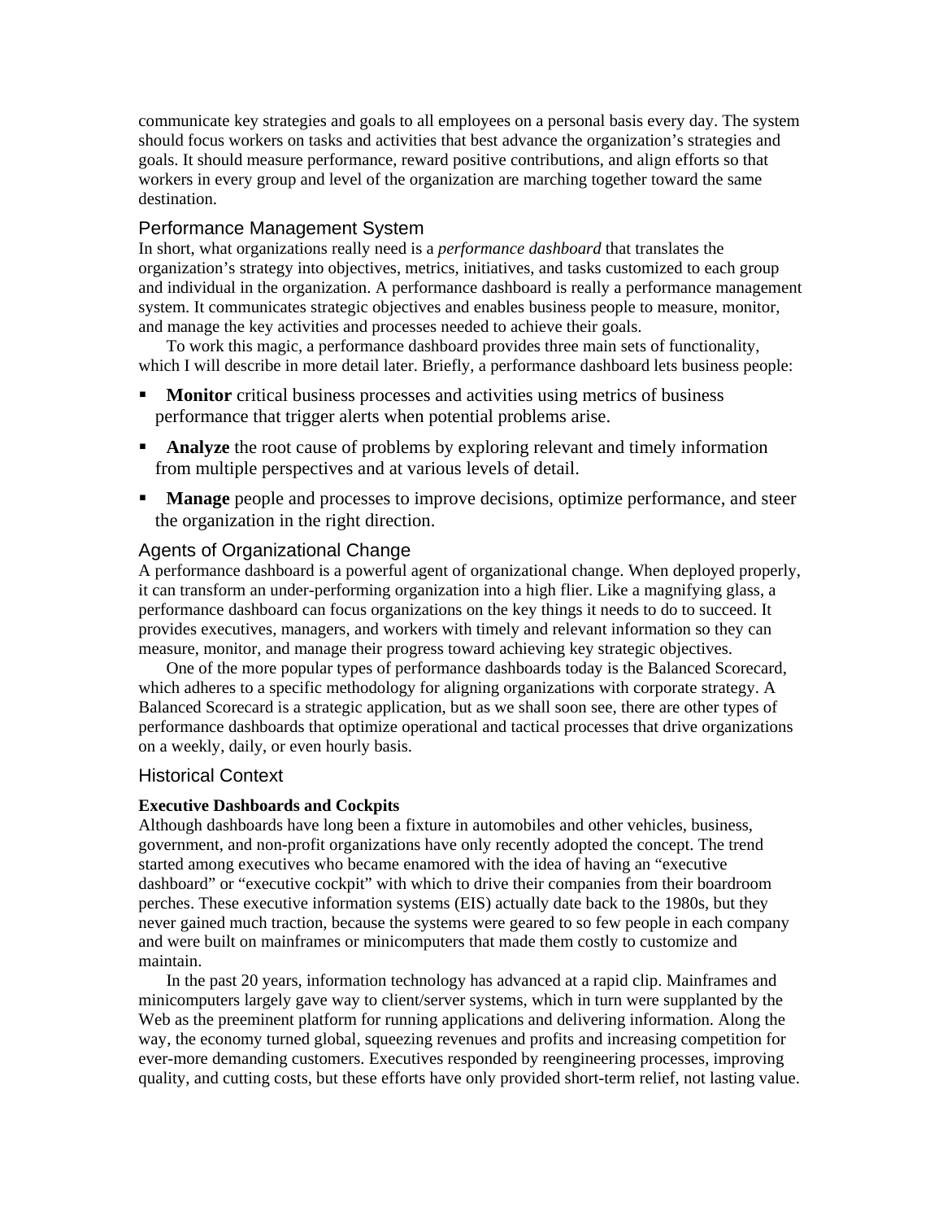communicate key strategies and goals to all employees on a personal basis every day. The system should focus workers on tasks and activities that best advance the organization's strategies and goals. It should measure performance, reward positive contributions, and align efforts so that workers in every group and level of the organization are marching together toward the same destination.

## Performance Management System

In short, what organizations really need is a *performance dashboard* that translates the organization's strategy into objectives, metrics, initiatives, and tasks customized to each group and individual in the organization. A performance dashboard is really a performance management system. It communicates strategic objectives and enables business people to measure, monitor, and manage the key activities and processes needed to achieve their goals.

To work this magic, a performance dashboard provides three main sets of functionality, which I will describe in more detail later. Briefly, a performance dashboard lets business people:

- **Monitor** critical business processes and activities using metrics of business performance that trigger alerts when potential problems arise.
- **Analyze** the root cause of problems by exploring relevant and timely information from multiple perspectives and at various levels of detail.
- **Manage** people and processes to improve decisions, optimize performance, and steer the organization in the right direction.

## Agents of Organizational Change

A performance dashboard is a powerful agent of organizational change. When deployed properly, it can transform an under-performing organization into a high flier. Like a magnifying glass, a performance dashboard can focus organizations on the key things it needs to do to succeed. It provides executives, managers, and workers with timely and relevant information so they can measure, monitor, and manage their progress toward achieving key strategic objectives.

One of the more popular types of performance dashboards today is the Balanced Scorecard, which adheres to a specific methodology for aligning organizations with corporate strategy. A Balanced Scorecard is a strategic application, but as we shall soon see, there are other types of performance dashboards that optimize operational and tactical processes that drive organizations on a weekly, daily, or even hourly basis.

## Historical Context

### Executive Dashboards and Cockpits

Although dashboards have long been a fixture in automobiles and other vehicles, business, government, and non-profit organizations have only recently adopted the concept. The trend started among executives who became enamored with the idea of having an "executive dashboard" or "executive cockpit" with which to drive their companies from their boardroom perches. These executive information systems (EIS) actually date back to the 1980s, but they never gained much traction, because the systems were geared to so few people in each company and were built on mainframes or minicomputers that made them costly to customize and maintain.

In the past 20 years, information technology has advanced at a rapid clip. Mainframes and minicomputers largely gave way to client/server systems, which in turn were supplanted by the Web as the preeminent platform for running applications and delivering information. Along the way, the economy turned global, squeezing revenues and profits and increasing competition for ever-more demanding customers. Executives responded by reengineering processes, improving quality, and cutting costs, but these efforts have only provided short-term relief, not lasting value.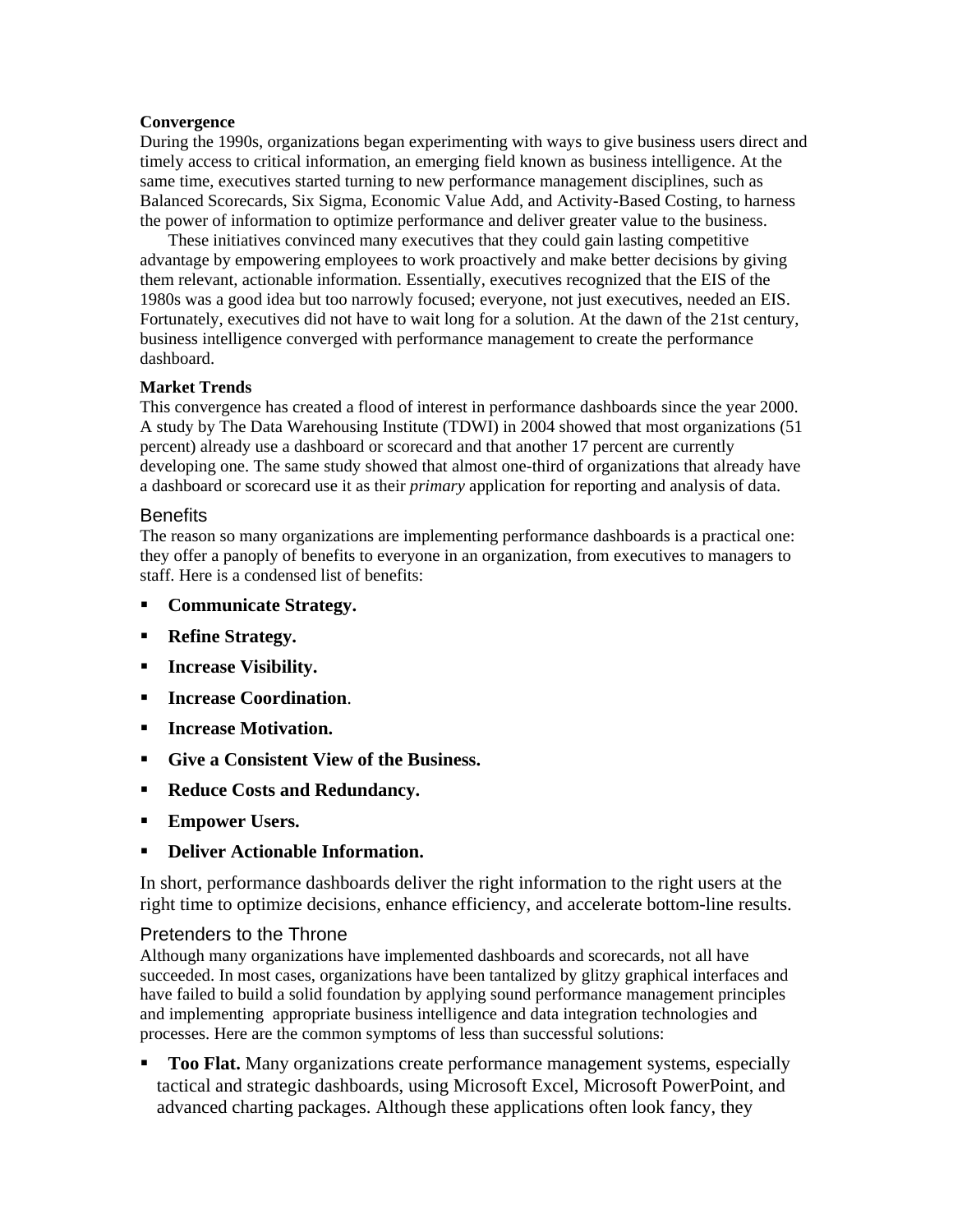### Convergence

During the 1990s, organizations began experimenting with ways to give business users direct and timely access to critical information, an emerging field known as business intelligence. At the same time, executives started turning to new performance management disciplines, such as Balanced Scorecards, Six Sigma, Economic Value Add, and Activity-Based Costing, to harness the power of information to optimize performance and deliver greater value to the business.

These initiatives convinced many executives that they could gain lasting competitive advantage by empowering employees to work proactively and make better decisions by giving them relevant, actionable information. Essentially, executives recognized that the EIS of the 1980s was a good idea but too narrowly focused; everyone, not just executives, needed an EIS. Fortunately, executives did not have to wait long for a solution. At the dawn of the 21st century, business intelligence converged with performance management to create the performance dashboard.

### Market Trends

This convergence has created a flood of interest in performance dashboards since the year 2000. A study by The Data Warehousing Institute (TDWI) in 2004 showed that most organizations (51 percent) already use a dashboard or scorecard and that another 17 percent are currently developing one. The same study showed that almost one-third of organizations that already have a dashboard or scorecard use it as their *primary* application for reporting and analysis of data.

## Benefits

The reason so many organizations are implementing performance dashboards is a practical one: they offer a panoply of benefits to everyone in an organization, from executives to managers to staff. Here is a condensed list of benefits:

- **Communicate Strategy.**
- **Refine Strategy.**
- **Increase Visibility.**
- **Increase Coordination**.
- **Increase Motivation.**
- **Give a Consistent View of the Business.**
- **Reduce Costs and Redundancy.**
- **Empower Users.**
- **Deliver Actionable Information.**

In short, performance dashboards deliver the right information to the right users at the right time to optimize decisions, enhance efficiency, and accelerate bottom-line results.

## Pretenders to the Throne

Although many organizations have implemented dashboards and scorecards, not all have succeeded. In most cases, organizations have been tantalized by glitzy graphical interfaces and have failed to build a solid foundation by applying sound performance management principles and implementing appropriate business intelligence and data integration technologies and processes. Here are the common symptoms of less than successful solutions:

- **Too Flat.** Many organizations create performance management systems, especially tactical and strategic dashboards, using Microsoft Excel, Microsoft PowerPoint, and advanced charting packages. Although these applications often look fancy, they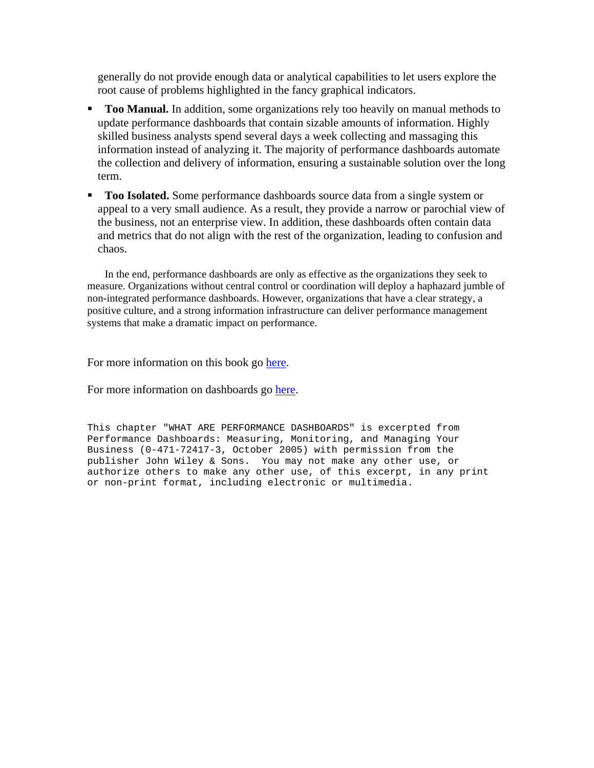generally do not provide enough data or analytical capabilities to let users explore the root cause of problems highlighted in the fancy graphical indicators.

- **Too Manual.** In addition, some organizations rely too heavily on manual methods to update performance dashboards that contain sizable amounts of information. Highly skilled business analysts spend several days a week collecting and massaging this information instead of analyzing it. The majority of performance dashboards automate the collection and delivery of information, ensuring a sustainable solution over the long term.
- **Too Isolated.** Some performance dashboards source data from a single system or appeal to a very small audience. As a result, they provide a narrow or parochial view of the business, not an enterprise view. In addition, these dashboards often contain data and metrics that do not align with the rest of the organization, leading to confusion and chaos.

In the end, performance dashboards are only as effective as the organizations they seek to measure. Organizations without central control or coordination will deploy a haphazard jumble of non-integrated performance dashboards. However, organizations that have a clear strategy, a positive culture, and a strong information infrastructure can deliver performance management systems that make a dramatic impact on performance.

For more information on this book go here.

For more information on dashboards go here.

```
This chapter "WHAT ARE PERFORMANCE DASHBOARDS" is excerpted from
Performance Dashboards: Measuring, Monitoring, and Managing Your
Business (0-471-72417-3, October 2005) with permission from the
publisher John Wiley & Sons.  You may not make any other use, or
authorize others to make any other use, of this excerpt, in any print
or non-print format, including electronic or multimedia.
```